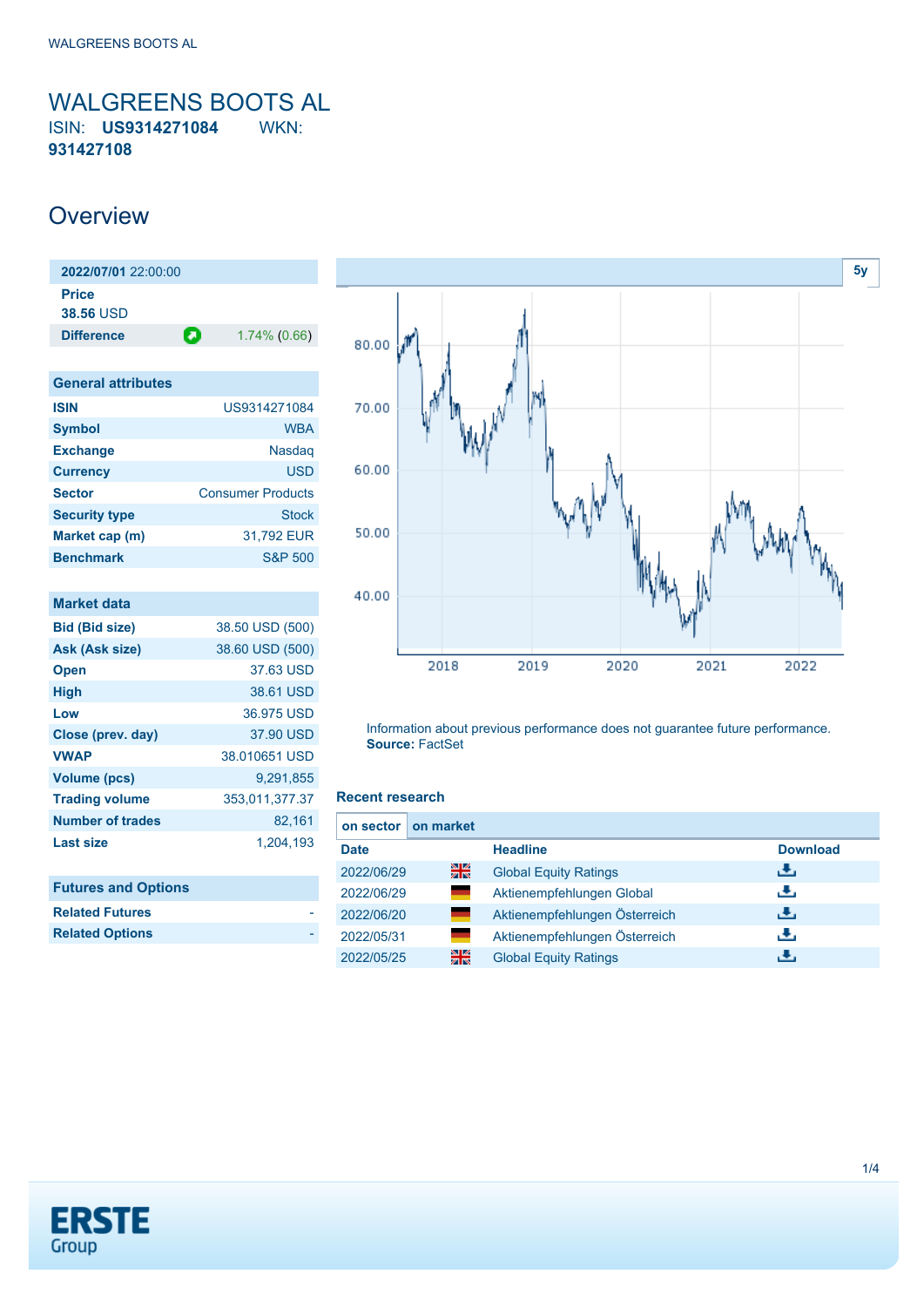# WALGREENS BOOTS AL

ISIN: **US9314271084** WKN: **931427108**

## Overview

| **2022/07/01** 22:00:00 | |
|---|---|
| **Price** | |
| **38.56** USD | |
| **Difference** | 1.74% (0.66) |

| General attributes | |
|---|---|
| **ISIN** | US9314271084 |
| **Symbol** | WBA |
| **Exchange** | Nasdaq |
| **Currency** | USD |
| **Sector** | Consumer Products |
| **Security type** | Stock |
| **Market cap (m)** | 31,792 EUR |
| **Benchmark** | S&P 500 |

| Market data | |
|---|---|
| **Bid (Bid size)** | 38.50 USD (500) |
| **Ask (Ask size)** | 38.60 USD (500) |
| **Open** | 37.63 USD |
| **High** | 38.61 USD |
| **Low** | 36.975 USD |
| **Close (prev. day)** | 37.90 USD |
| **VWAP** | 38.010651 USD |
| **Volume (pcs)** | 9,291,855 |
| **Trading volume** | 353,011,377.37 |
| **Number of trades** | 82,161 |
| **Last size** | 1,204,193 |

| Futures and Options | |
|---|---|
| **Related Futures** | - |
| **Related Options** | - |

5y

Information about previous performance does not guarantee future performance.
**Source:** FactSet

### Recent research

on sector | on market

| Date | | Headline | Download |
|---|---|---|---|
| 2022/06/29 | | Global Equity Ratings | |
| 2022/06/29 | | Aktienempfehlungen Global | |
| 2022/06/20 | | Aktienempfehlungen Österreich | |
| 2022/05/31 | | Aktienempfehlungen Österreich | |
| 2022/05/25 | | Global Equity Ratings | |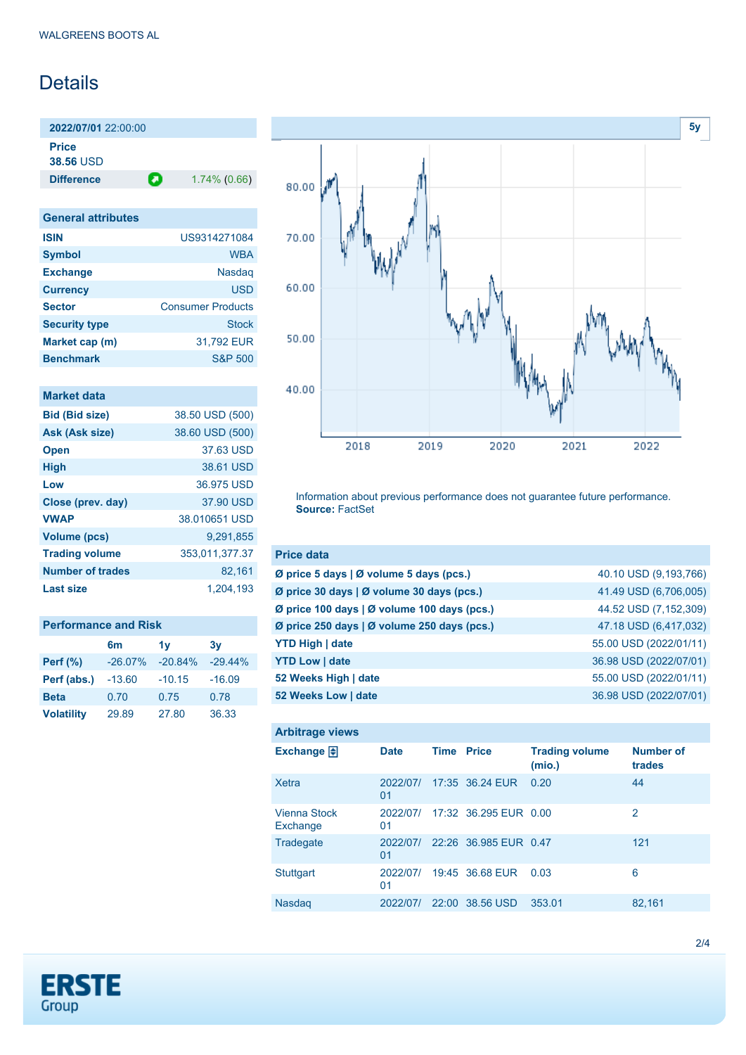WALGREENS BOOTS AL

# Details

**2022/07/01** 22:00:00

**Price**
**38.56** USD

**Difference** 1.74% (0.66)

| General attributes | |
|---|---|
| **ISIN** | US9314271084 |
| **Symbol** | WBA |
| **Exchange** | Nasdaq |
| **Currency** | USD |
| **Sector** | Consumer Products |
| **Security type** | Stock |
| **Market cap (m)** | 31,792 EUR |
| **Benchmark** | S&P 500 |

| Market data | |
|---|---|
| **Bid (Bid size)** | 38.50 USD (500) |
| **Ask (Ask size)** | 38.60 USD (500) |
| **Open** | 37.63 USD |
| **High** | 38.61 USD |
| **Low** | 36.975 USD |
| **Close (prev. day)** | 37.90 USD |
| **VWAP** | 38.010651 USD |
| **Volume (pcs)** | 9,291,855 |
| **Trading volume** | 353,011,377.37 |
| **Number of trades** | 82,161 |
| **Last size** | 1,204,193 |

| Performance and Risk | 6m | 1y | 3y |
|---|---|---|---|
| **Perf (%)** | -26.07% | -20.84% | -29.44% |
| **Perf (abs.)** | -13.60 | -10.15 | -16.09 |
| **Beta** | 0.70 | 0.75 | 0.78 |
| **Volatility** | 29.89 | 27.80 | 36.33 |

Information about previous performance does not guarantee future performance.
**Source:** FactSet

| Price data | |
|---|---|
| **Ø price 5 days \| Ø volume 5 days (pcs.)** | 40.10 USD (9,193,766) |
| **Ø price 30 days \| Ø volume 30 days (pcs.)** | 41.49 USD (6,706,005) |
| **Ø price 100 days \| Ø volume 100 days (pcs.)** | 44.52 USD (7,152,309) |
| **Ø price 250 days \| Ø volume 250 days (pcs.)** | 47.18 USD (6,417,032) |
| **YTD High \| date** | 55.00 USD (2022/01/11) |
| **YTD Low \| date** | 36.98 USD (2022/07/01) |
| **52 Weeks High \| date** | 55.00 USD (2022/01/11) |
| **52 Weeks Low \| date** | 36.98 USD (2022/07/01) |

**Arbitrage views**

| Exchange | Date | Time | Price | Trading volume (mio.) | Number of trades |
|---|---|---|---|---|---|
| Xetra | 2022/07/01 | 17:35 | 36.24 EUR | 0.20 | 44 |
| Vienna Stock Exchange | 2022/07/01 | 17:32 | 36.295 EUR | 0.00 | 2 |
| Tradegate | 2022/07/01 | 22:26 | 36.985 EUR | 0.47 | 121 |
| Stuttgart | 2022/07/01 | 19:45 | 36.68 EUR | 0.03 | 6 |
| Nasdaq | 2022/07/ | 22:00 | 38.56 USD | 353.01 | 82,161 |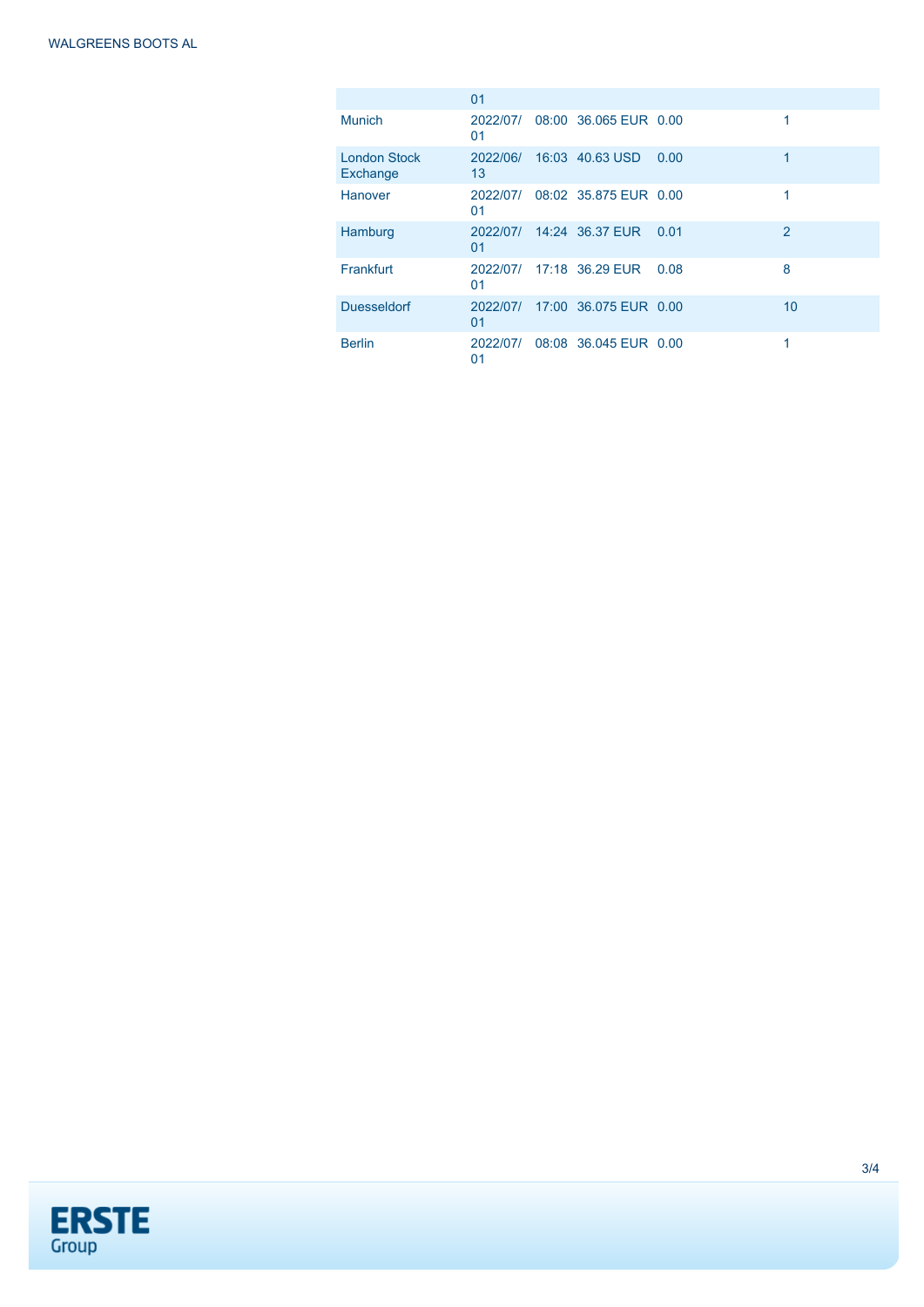| | | | | | | |
|---|---|---|---|---|---|---|
| | 01 | | | | | |
| Munich | 2022/07/01 | 08:00 | 36.065 EUR | 0.00 | | 1 |
| London Stock Exchange | 2022/06/13 | 16:03 | 40.63 USD | 0.00 | | 1 |
| Hanover | 2022/07/01 | 08:02 | 35.875 EUR | 0.00 | | 1 |
| Hamburg | 2022/07/01 | 14:24 | 36.37 EUR | 0.01 | | 2 |
| Frankfurt | 2022/07/01 | 17:18 | 36.29 EUR | 0.08 | | 8 |
| Duesseldorf | 2022/07/01 | 17:00 | 36.075 EUR | 0.00 | | 10 |
| Berlin | 2022/07/01 | 08:08 | 36.045 EUR | 0.00 | | 1 |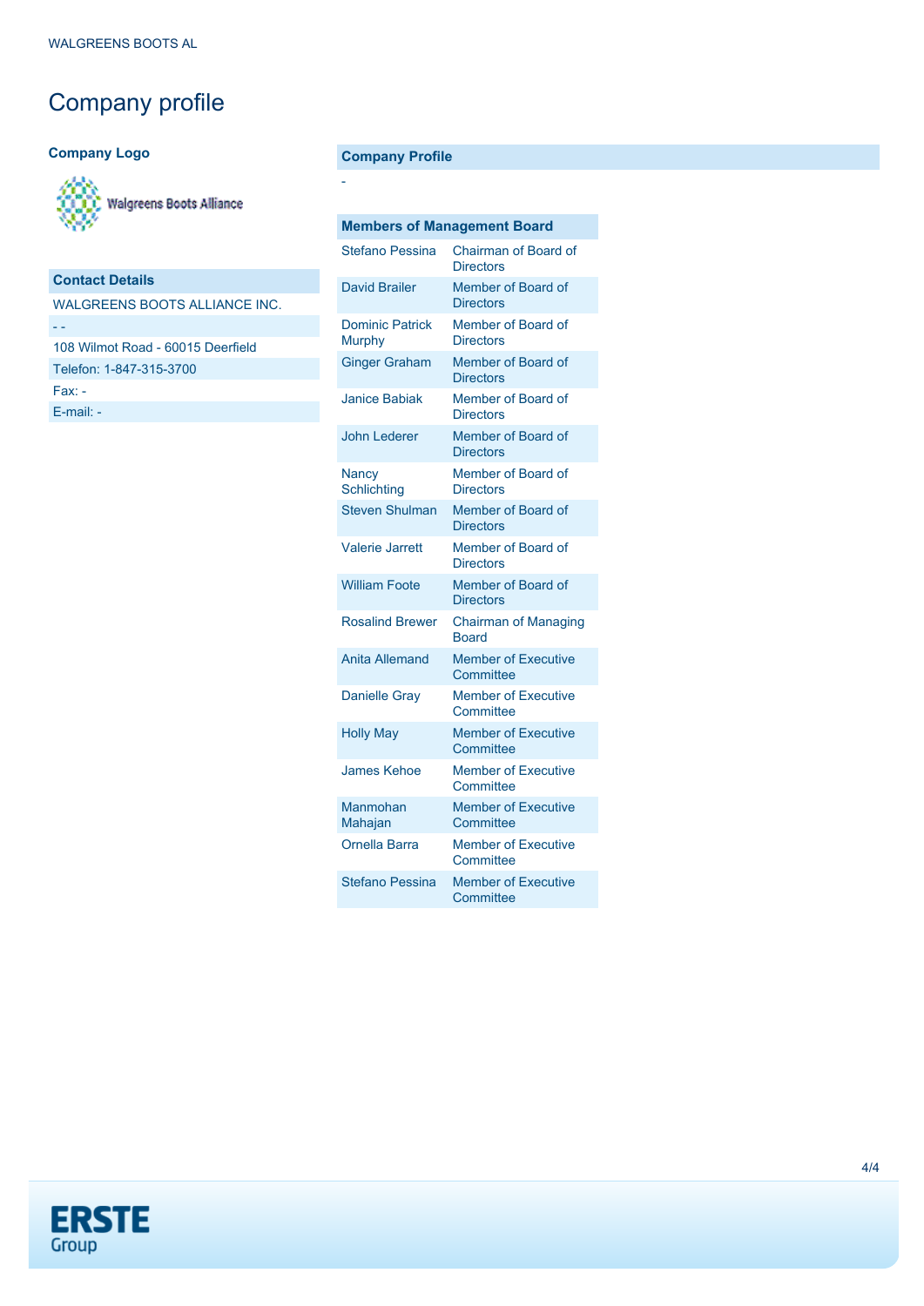# Company profile

**Company Logo**

Walgreens Boots Alliance

| Contact Details |
| --- |
| WALGREENS BOOTS ALLIANCE INC. |
| - - |
| 108 Wilmot Road - 60015 Deerfield |
| Telefon: 1-847-315-3700 |
| Fax: - |
| E-mail: - |

**Company Profile**

-

| Members of Management Board | |
| --- | --- |
| Stefano Pessina | Chairman of Board of Directors |
| David Brailer | Member of Board of Directors |
| Dominic Patrick Murphy | Member of Board of Directors |
| Ginger Graham | Member of Board of Directors |
| Janice Babiak | Member of Board of Directors |
| John Lederer | Member of Board of Directors |
| Nancy Schlichting | Member of Board of Directors |
| Steven Shulman | Member of Board of Directors |
| Valerie Jarrett | Member of Board of Directors |
| William Foote | Member of Board of Directors |
| Rosalind Brewer | Chairman of Managing Board |
| Anita Allemand | Member of Executive Committee |
| Danielle Gray | Member of Executive Committee |
| Holly May | Member of Executive Committee |
| James Kehoe | Member of Executive Committee |
| Manmohan Mahajan | Member of Executive Committee |
| Ornella Barra | Member of Executive Committee |
| Stefano Pessina | Member of Executive Committee |